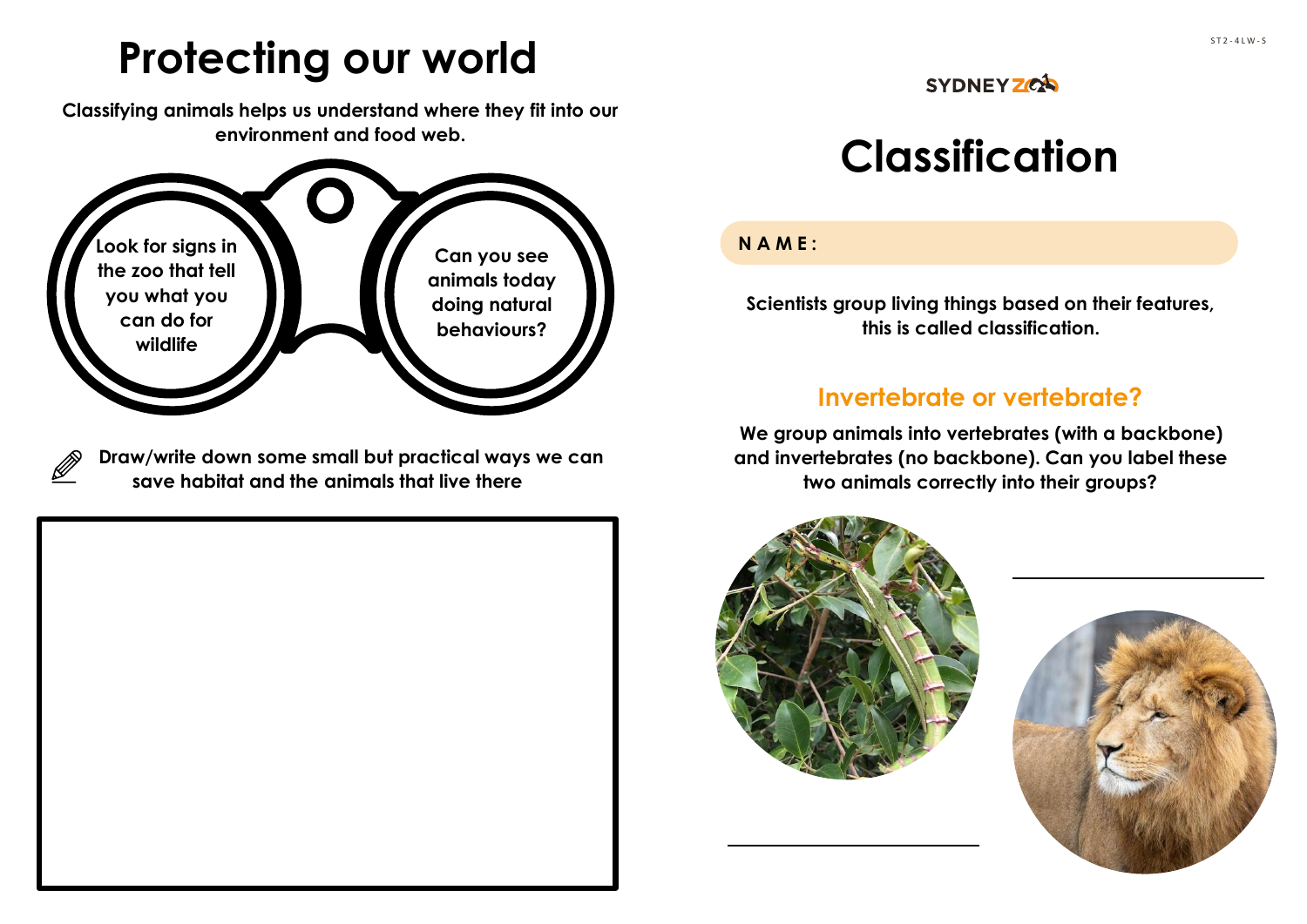# Protecting our world

**Classifying animals helps us understand where they fit into our environment and food web.**

Look for signs in the zoo that tell you what you can do for wildlife

Can you see animals today doing natural behaviours?

**Draw/write down some small but practical ways we can save habitat and the animals that live there**

SYDNEY ZOO

# Classification

**NAME:**

**Scientists group living things based on their features, this is called classification.**

## Invertebrate or vertebrate?

**We group animals into vertebrates (with a backbone) and invertebrates (no backbone). Can you label these two animals correctly into their groups?**

______________________

______________________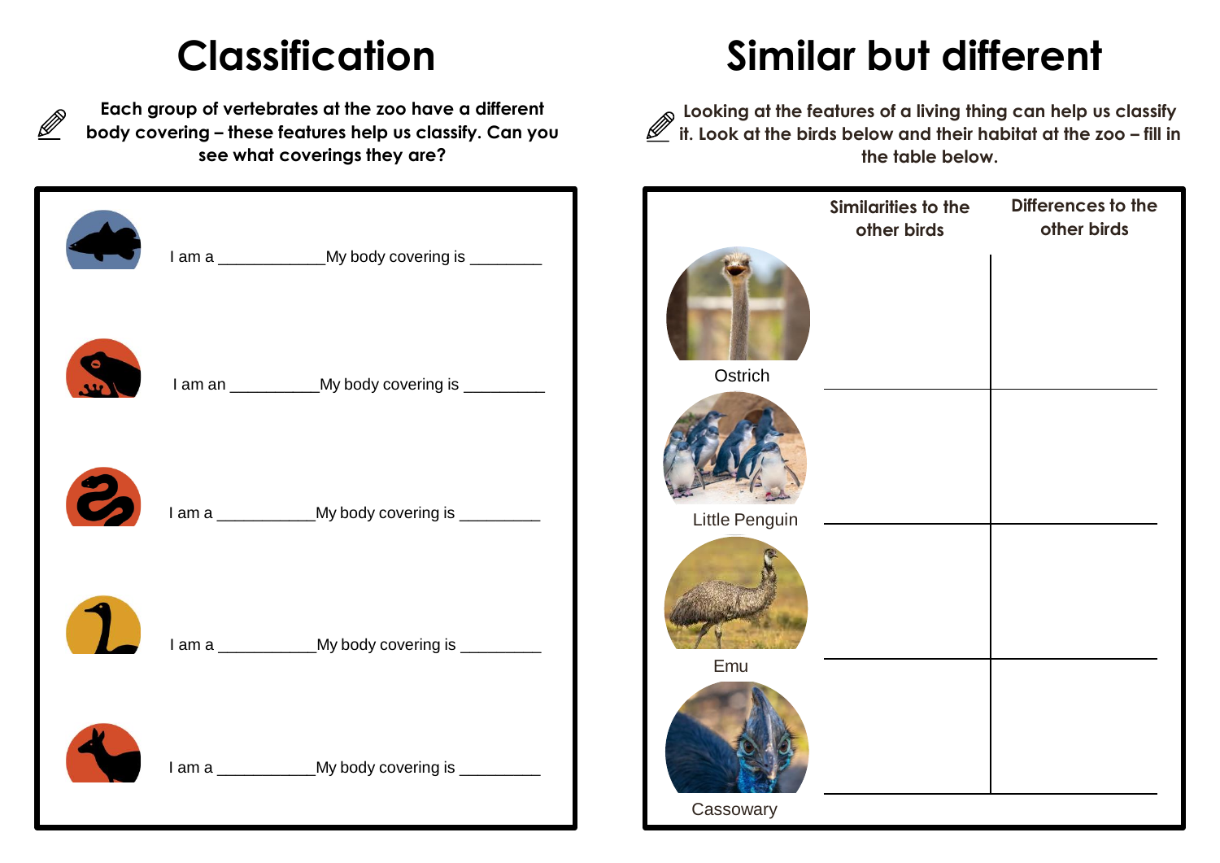# Classification

Each group of vertebrates at the zoo have a different body covering – these features help us classify. Can you see what coverings they are?

I am a ____________My body covering is ________

I am an __________My body covering is _________

I am a ___________My body covering is _________

I am a ___________My body covering is _________

I am a ___________My body covering is _________

# Similar but different

Looking at the features of a living thing can help us classify it. Look at the birds below and their habitat at the zoo – fill in the table below.

| | Similarities to the other birds | Differences to the other birds |
|---|---|---|
| Ostrich | | |
| Little Penguin | | |
| Emu | | |
| Cassowary | | |